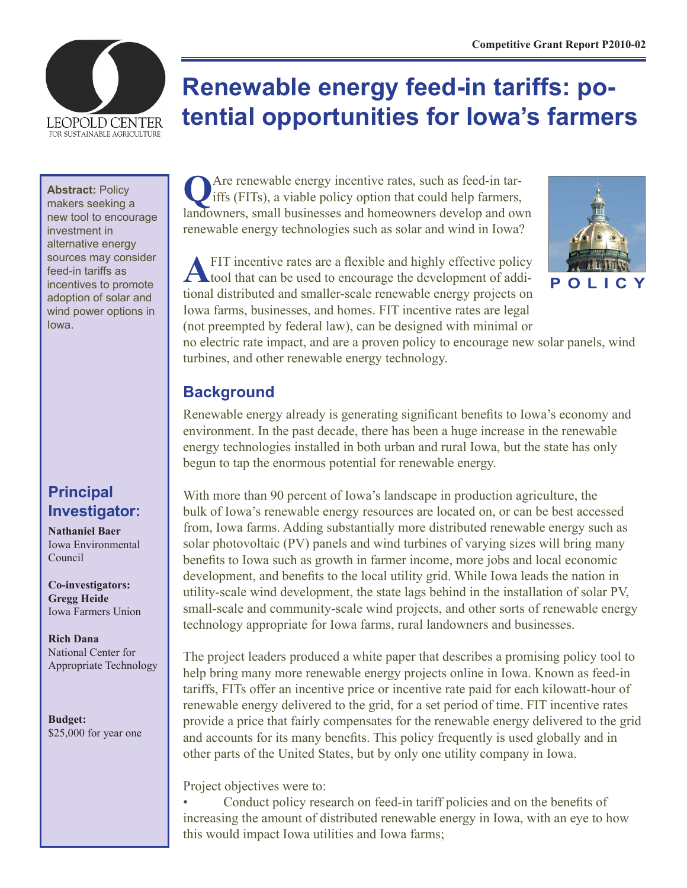Competitive Grant Report P2010-02

# Renewable energy feed-in tariffs: potential opportunities for Iowa's farmers

**Abstract:** Policy makers seeking a new tool to encourage investment in alternative energy sources may consider feed-in tariffs as incentives to promote adoption of solar and wind power options in Iowa.

## Principal Investigator:

**Nathaniel Baer**
Iowa Environmental Council

**Co-investigators:**
**Gregg Heide**
Iowa Farmers Union

**Rich Dana**
National Center for Appropriate Technology

**Budget:**
$25,000 for year one

POLICY

**Q** Are renewable energy incentive rates, such as feed-in tariffs (FITs), a viable policy option that could help farmers, landowners, small businesses and homeowners develop and own renewable energy technologies such as solar and wind in Iowa?

**A** FIT incentive rates are a flexible and highly effective policy tool that can be used to encourage the development of additional distributed and smaller-scale renewable energy projects on Iowa farms, businesses, and homes. FIT incentive rates are legal (not preempted by federal law), can be designed with minimal or no electric rate impact, and are a proven policy to encourage new solar panels, wind turbines, and other renewable energy technology.

## Background

Renewable energy already is generating significant benefits to Iowa's economy and environment. In the past decade, there has been a huge increase in the renewable energy technologies installed in both urban and rural Iowa, but the state has only begun to tap the enormous potential for renewable energy.

With more than 90 percent of Iowa's landscape in production agriculture, the bulk of Iowa's renewable energy resources are located on, or can be best accessed from, Iowa farms. Adding substantially more distributed renewable energy such as solar photovoltaic (PV) panels and wind turbines of varying sizes will bring many benefits to Iowa such as growth in farmer income, more jobs and local economic development, and benefits to the local utility grid. While Iowa leads the nation in utility-scale wind development, the state lags behind in the installation of solar PV, small-scale and community-scale wind projects, and other sorts of renewable energy technology appropriate for Iowa farms, rural landowners and businesses.

The project leaders produced a white paper that describes a promising policy tool to help bring many more renewable energy projects online in Iowa. Known as feed-in tariffs, FITs offer an incentive price or incentive rate paid for each kilowatt-hour of renewable energy delivered to the grid, for a set period of time. FIT incentive rates provide a price that fairly compensates for the renewable energy delivered to the grid and accounts for its many benefits. This policy frequently is used globally and in other parts of the United States, but by only one utility company in Iowa.

Project objectives were to:

- Conduct policy research on feed-in tariff policies and on the benefits of increasing the amount of distributed renewable energy in Iowa, with an eye to how this would impact Iowa utilities and Iowa farms;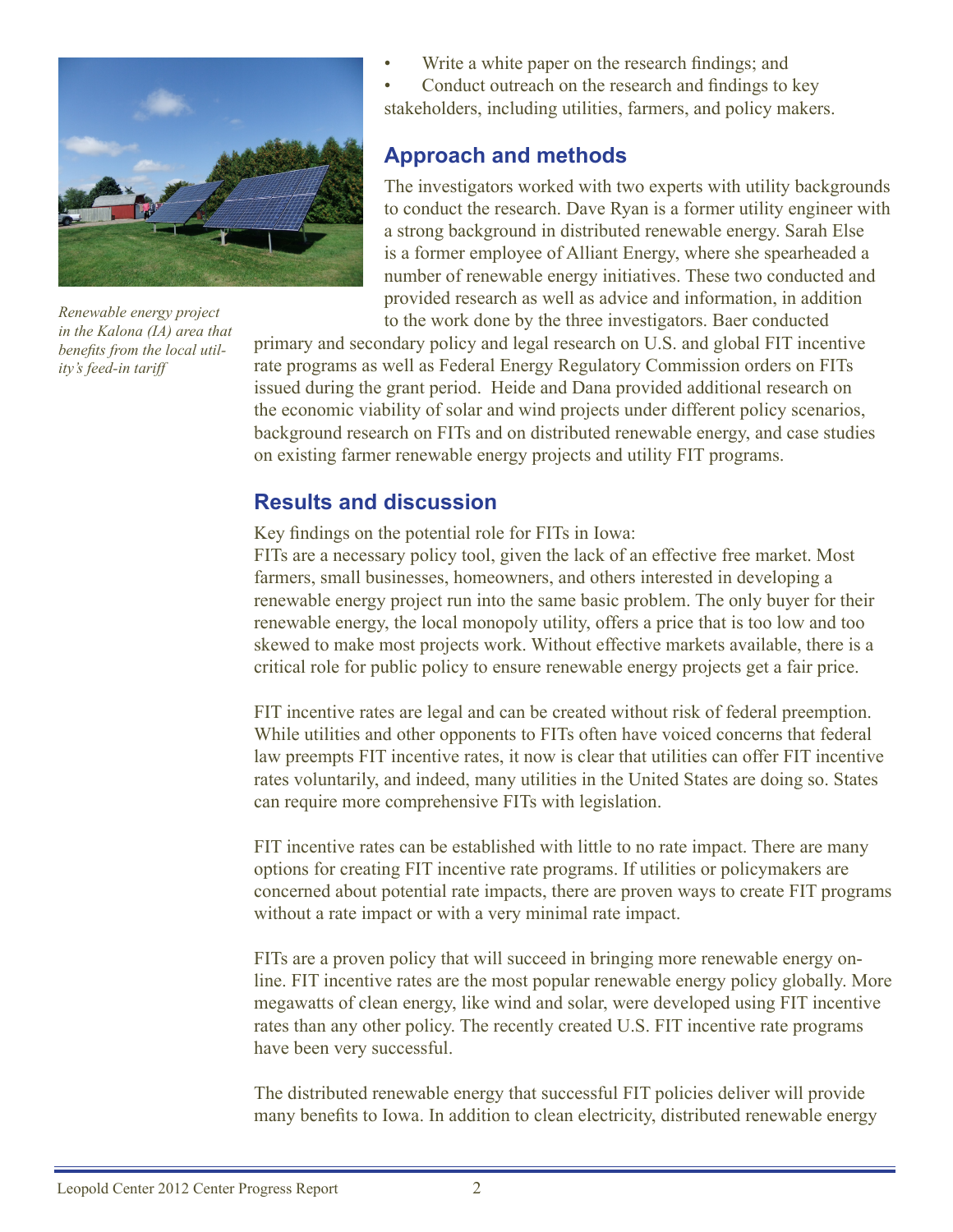- Write a white paper on the research findings; and
- Conduct outreach on the research and findings to key stakeholders, including utilities, farmers, and policy makers.

*Renewable energy project in the Kalona (IA) area that benefits from the local utility's feed-in tariff*

## Approach and methods

The investigators worked with two experts with utility backgrounds to conduct the research. Dave Ryan is a former utility engineer with a strong background in distributed renewable energy. Sarah Else is a former employee of Alliant Energy, where she spearheaded a number of renewable energy initiatives. These two conducted and provided research as well as advice and information, in addition to the work done by the three investigators. Baer conducted primary and secondary policy and legal research on U.S. and global FIT incentive rate programs as well as Federal Energy Regulatory Commission orders on FITs issued during the grant period. Heide and Dana provided additional research on the economic viability of solar and wind projects under different policy scenarios, background research on FITs and on distributed renewable energy, and case studies on existing farmer renewable energy projects and utility FIT programs.

## Results and discussion

Key findings on the potential role for FITs in Iowa:

FITs are a necessary policy tool, given the lack of an effective free market. Most farmers, small businesses, homeowners, and others interested in developing a renewable energy project run into the same basic problem. The only buyer for their renewable energy, the local monopoly utility, offers a price that is too low and too skewed to make most projects work. Without effective markets available, there is a critical role for public policy to ensure renewable energy projects get a fair price.

FIT incentive rates are legal and can be created without risk of federal preemption. While utilities and other opponents to FITs often have voiced concerns that federal law preempts FIT incentive rates, it now is clear that utilities can offer FIT incentive rates voluntarily, and indeed, many utilities in the United States are doing so. States can require more comprehensive FITs with legislation.

FIT incentive rates can be established with little to no rate impact. There are many options for creating FIT incentive rate programs. If utilities or policymakers are concerned about potential rate impacts, there are proven ways to create FIT programs without a rate impact or with a very minimal rate impact.

FITs are a proven policy that will succeed in bringing more renewable energy online. FIT incentive rates are the most popular renewable energy policy globally. More megawatts of clean energy, like wind and solar, were developed using FIT incentive rates than any other policy. The recently created U.S. FIT incentive rate programs have been very successful.

The distributed renewable energy that successful FIT policies deliver will provide many benefits to Iowa. In addition to clean electricity, distributed renewable energy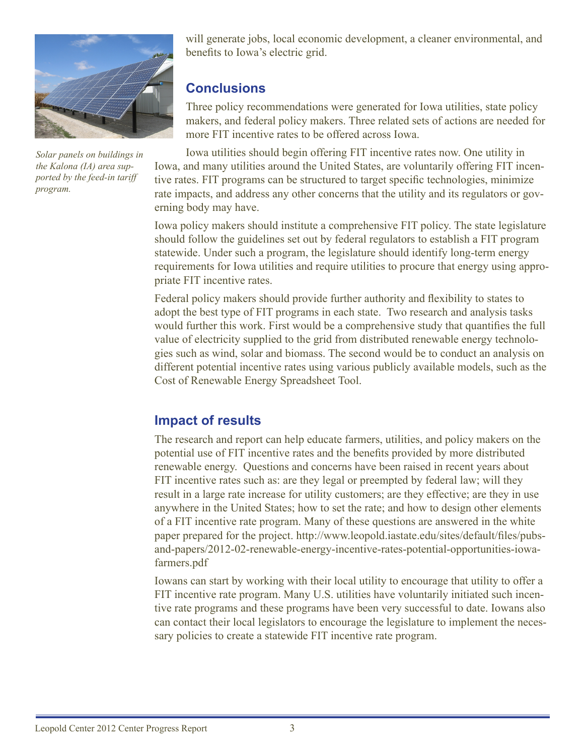will generate jobs, local economic development, a cleaner environmental, and benefits to Iowa's electric grid.

*Solar panels on buildings in the Kalona (IA) area supported by the feed-in tariff program.*

## Conclusions

Three policy recommendations were generated for Iowa utilities, state policy makers, and federal policy makers. Three related sets of actions are needed for more FIT incentive rates to be offered across Iowa.

Iowa utilities should begin offering FIT incentive rates now. One utility in Iowa, and many utilities around the United States, are voluntarily offering FIT incentive rates. FIT programs can be structured to target specific technologies, minimize rate impacts, and address any other concerns that the utility and its regulators or governing body may have.

Iowa policy makers should institute a comprehensive FIT policy. The state legislature should follow the guidelines set out by federal regulators to establish a FIT program statewide. Under such a program, the legislature should identify long-term energy requirements for Iowa utilities and require utilities to procure that energy using appropriate FIT incentive rates.

Federal policy makers should provide further authority and flexibility to states to adopt the best type of FIT programs in each state. Two research and analysis tasks would further this work. First would be a comprehensive study that quantifies the full value of electricity supplied to the grid from distributed renewable energy technologies such as wind, solar and biomass. The second would be to conduct an analysis on different potential incentive rates using various publicly available models, such as the Cost of Renewable Energy Spreadsheet Tool.

## Impact of results

The research and report can help educate farmers, utilities, and policy makers on the potential use of FIT incentive rates and the benefits provided by more distributed renewable energy. Questions and concerns have been raised in recent years about FIT incentive rates such as: are they legal or preempted by federal law; will they result in a large rate increase for utility customers; are they effective; are they in use anywhere in the United States; how to set the rate; and how to design other elements of a FIT incentive rate program. Many of these questions are answered in the white paper prepared for the project. http://www.leopold.iastate.edu/sites/default/files/pubs-and-papers/2012-02-renewable-energy-incentive-rates-potential-opportunities-iowa-farmers.pdf

Iowans can start by working with their local utility to encourage that utility to offer a FIT incentive rate program. Many U.S. utilities have voluntarily initiated such incentive rate programs and these programs have been very successful to date. Iowans also can contact their local legislators to encourage the legislature to implement the necessary policies to create a statewide FIT incentive rate program.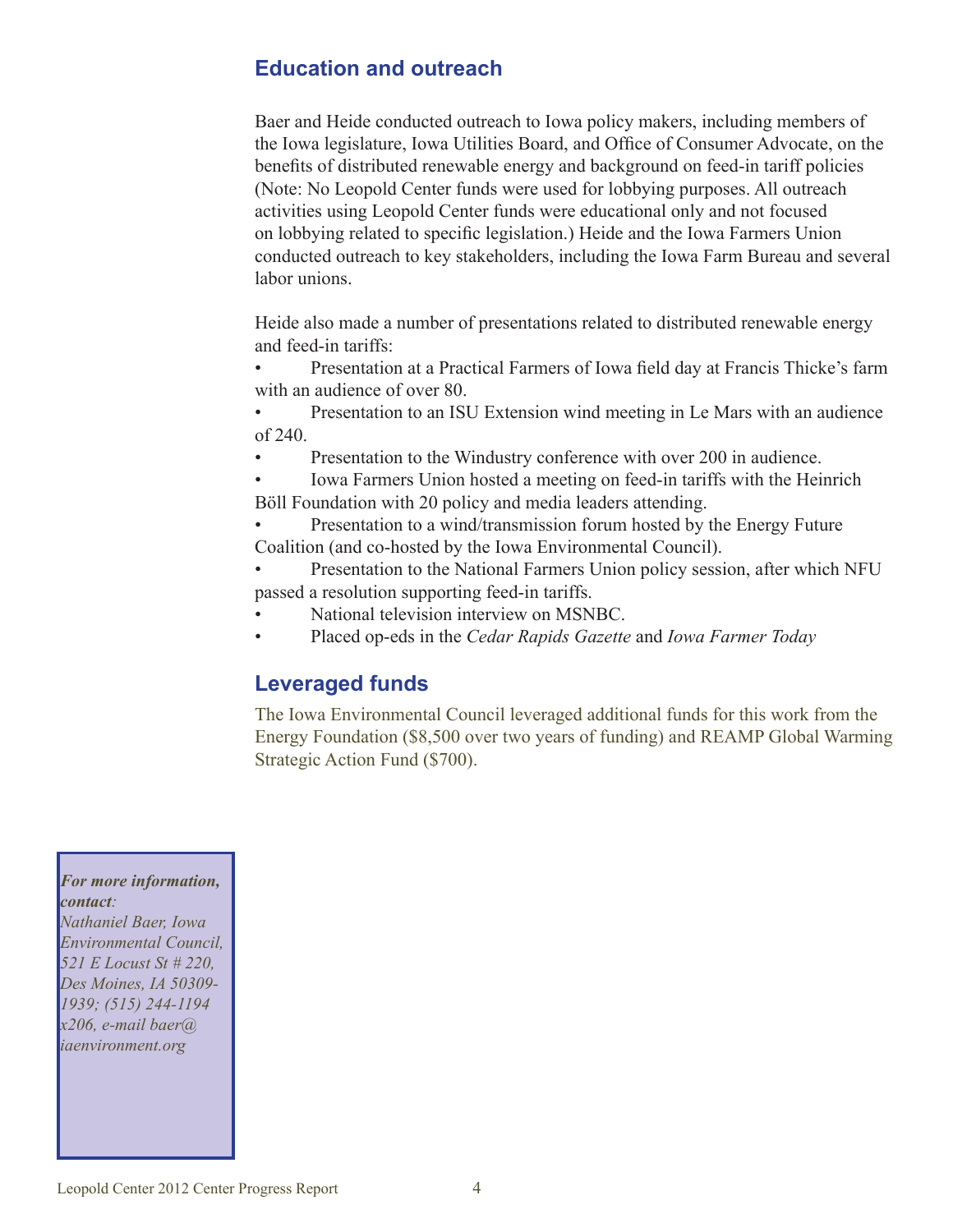## Education and outreach

Baer and Heide conducted outreach to Iowa policy makers, including members of the Iowa legislature, Iowa Utilities Board, and Office of Consumer Advocate, on the benefits of distributed renewable energy and background on feed-in tariff policies (Note: No Leopold Center funds were used for lobbying purposes. All outreach activities using Leopold Center funds were educational only and not focused on lobbying related to specific legislation.) Heide and the Iowa Farmers Union conducted outreach to key stakeholders, including the Iowa Farm Bureau and several labor unions.

Heide also made a number of presentations related to distributed renewable energy and feed-in tariffs:

- Presentation at a Practical Farmers of Iowa field day at Francis Thicke's farm with an audience of over 80.
- Presentation to an ISU Extension wind meeting in Le Mars with an audience of 240.
- Presentation to the Windustry conference with over 200 in audience.
- Iowa Farmers Union hosted a meeting on feed-in tariffs with the Heinrich Böll Foundation with 20 policy and media leaders attending.
- Presentation to a wind/transmission forum hosted by the Energy Future Coalition (and co-hosted by the Iowa Environmental Council).
- Presentation to the National Farmers Union policy session, after which NFU passed a resolution supporting feed-in tariffs.
- National television interview on MSNBC.
- Placed op-eds in the *Cedar Rapids Gazette* and *Iowa Farmer Today*

## Leveraged funds

The Iowa Environmental Council leveraged additional funds for this work from the Energy Foundation ($8,500 over two years of funding) and REAMP Global Warming Strategic Action Fund ($700).

***For more information, contact**:*
*Nathaniel Baer, Iowa Environmental Council, 521 E Locust St # 220, Des Moines, IA 50309-1939; (515) 244-1194 x206, e-mail baer@iaenvironment.org*